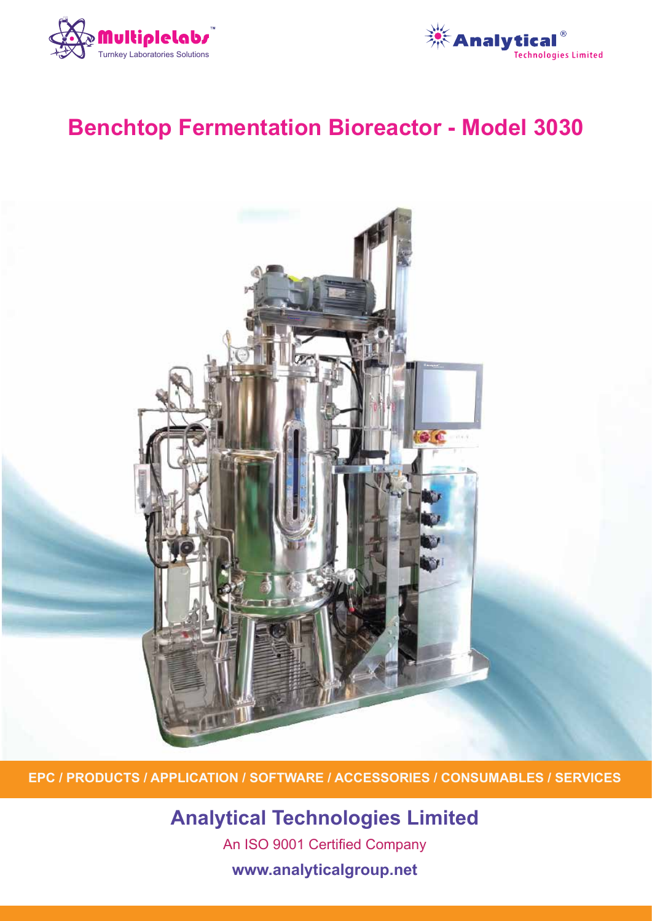Multiplelabs™
Turnkey Laboratories Solutions

Analytical®
Technologies Limited

# Benchtop Fermentation Bioreactor - Model 3030

**EPC / PRODUCTS / APPLICATION / SOFTWARE / ACCESSORIES / CONSUMABLES / SERVICES**

## Analytical Technologies Limited

An ISO 9001 Certified Company

**www.analyticalgroup.net**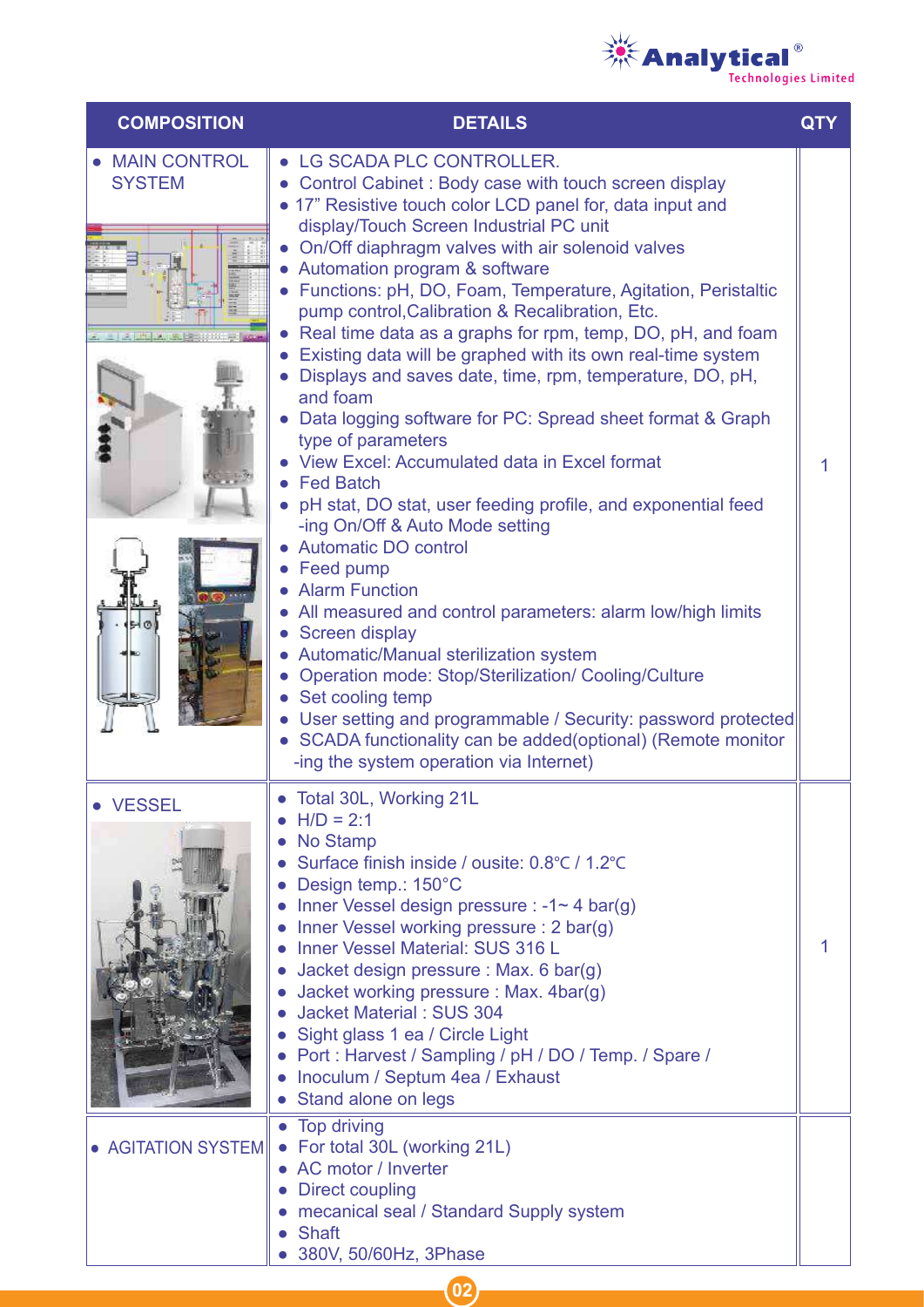| COMPOSITION | DETAILS | QTY |
|---|---|---|
| ● MAIN CONTROL SYSTEM | ● LG SCADA PLC CONTROLLER.<br>● Control Cabinet : Body case with touch screen display<br>● 17" Resistive touch color LCD panel for, data input and display/Touch Screen Industrial PC unit<br>● On/Off diaphragm valves with air solenoid valves<br>● Automation program & software<br>● Functions: pH, DO, Foam, Temperature, Agitation, Peristaltic pump control,Calibration & Recalibration, Etc.<br>● Real time data as a graphs for rpm, temp, DO, pH, and foam<br>● Existing data will be graphed with its own real-time system<br>● Displays and saves date, time, rpm, temperature, DO, pH, and foam<br>● Data logging software for PC: Spread sheet format & Graph type of parameters<br>● View Excel: Accumulated data in Excel format<br>● Fed Batch<br>● pH stat, DO stat, user feeding profile, and exponential feed -ing On/Off & Auto Mode setting<br>● Automatic DO control<br>● Feed pump<br>● Alarm Function<br>● All measured and control parameters: alarm low/high limits<br>● Screen display<br>● Automatic/Manual sterilization system<br>● Operation mode: Stop/Sterilization/ Cooling/Culture<br>● Set cooling temp<br>● User setting and programmable / Security: password protected<br>● SCADA functionality can be added(optional) (Remote monitor -ing the system operation via Internet) | 1 |
| ● VESSEL | ● Total 30L, Working 21L<br>● H/D = 2:1<br>● No Stamp<br>● Surface finish inside / ousite: 0.8℃ / 1.2℃<br>● Design temp.: 150°C<br>● Inner Vessel design pressure : -1~ 4 bar(g)<br>● Inner Vessel working pressure : 2 bar(g)<br>● Inner Vessel Material: SUS 316 L<br>● Jacket design pressure : Max. 6 bar(g)<br>● Jacket working pressure : Max. 4bar(g)<br>● Jacket Material : SUS 304<br>● Sight glass 1 ea / Circle Light<br>● Port : Harvest / Sampling / pH / DO / Temp. / Spare / Inoculum / Septum 4ea / Exhaust<br>● Stand alone on legs | 1 |
| ● AGITATION SYSTEM | ● Top driving<br>● For total 30L (working 21L)<br>● AC motor / Inverter<br>● Direct coupling<br>● mecanical seal / Standard Supply system<br>● Shaft<br>● 380V, 50/60Hz, 3Phase | |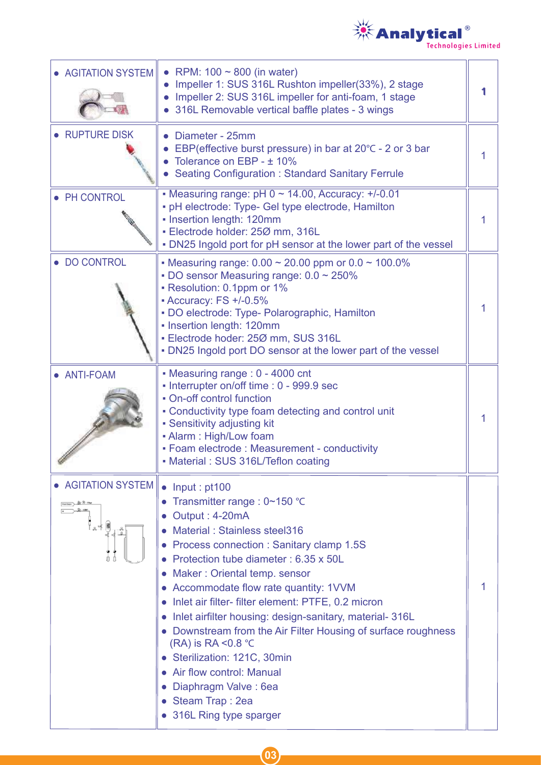| | | |
|---|---|---|
| • AGITATION SYSTEM | • RPM: 100 ~ 800 (in water)<br>• Impeller 1: SUS 316L Rushton impeller(33%), 2 stage<br>• Impeller 2: SUS 316L impeller for anti-foam, 1 stage<br>• 316L Removable vertical baffle plates - 3 wings | 1 |
| • RUPTURE DISK | • Diameter - 25mm<br>• EBP(effective burst pressure) in bar at 20℃ - 2 or 3 bar<br>• Tolerance on EBP - ± 10%<br>• Seating Configuration : Standard Sanitary Ferrule | 1 |
| • PH CONTROL | ▪ Measuring range: pH 0 ~ 14.00, Accuracy: +/-0.01<br>▪ pH electrode: Type- Gel type electrode, Hamilton<br>▪ Insertion length: 120mm<br>▪ Electrode holder: 25Ø mm, 316L<br>▪ DN25 Ingold port for pH sensor at the lower part of the vessel | 1 |
| • DO CONTROL | ▪ Measuring range: 0.00 ~ 20.00 ppm or 0.0 ~ 100.0%<br>▪ DO sensor Measuring range: 0.0 ~ 250%<br>▪ Resolution: 0.1ppm or 1%<br>▪ Accuracy: FS +/-0.5%<br>▪ DO electrode: Type- Polarographic, Hamilton<br>▪ Insertion length: 120mm<br>▪ Electrode hoder: 25Ø mm, SUS 316L<br>▪ DN25 Ingold port DO sensor at the lower part of the vessel | 1 |
| • ANTI-FOAM | ▪ Measuring range : 0 - 4000 cnt<br>▪ Interrupter on/off time : 0 - 999.9 sec<br>▪ On-off control function<br>▪ Conductivity type foam detecting and control unit<br>▪ Sensitivity adjusting kit<br>▪ Alarm : High/Low foam<br>▪ Foam electrode : Measurement - conductivity<br>▪ Material : SUS 316L/Teflon coating | 1 |
| • AGITATION SYSTEM | • Input : pt100<br>• Transmitter range : 0~150 ℃<br>• Output : 4-20mA<br>• Material : Stainless steel316<br>• Process connection : Sanitary clamp 1.5S<br>• Protection tube diameter : 6.35 x 50L<br>• Maker : Oriental temp. sensor<br>• Accommodate flow rate quantity: 1VVM<br>• Inlet air filter- filter element: PTFE, 0.2 micron<br>• Inlet airfilter housing: design-sanitary, material- 316L<br>• Downstream from the Air Filter Housing of surface roughness (RA) is RA <0.8 ℃<br>• Sterilization: 121C, 30min<br>• Air flow control: Manual<br>• Diaphragm Valve : 6ea<br>• Steam Trap : 2ea<br>• 316L Ring type sparger | 1 |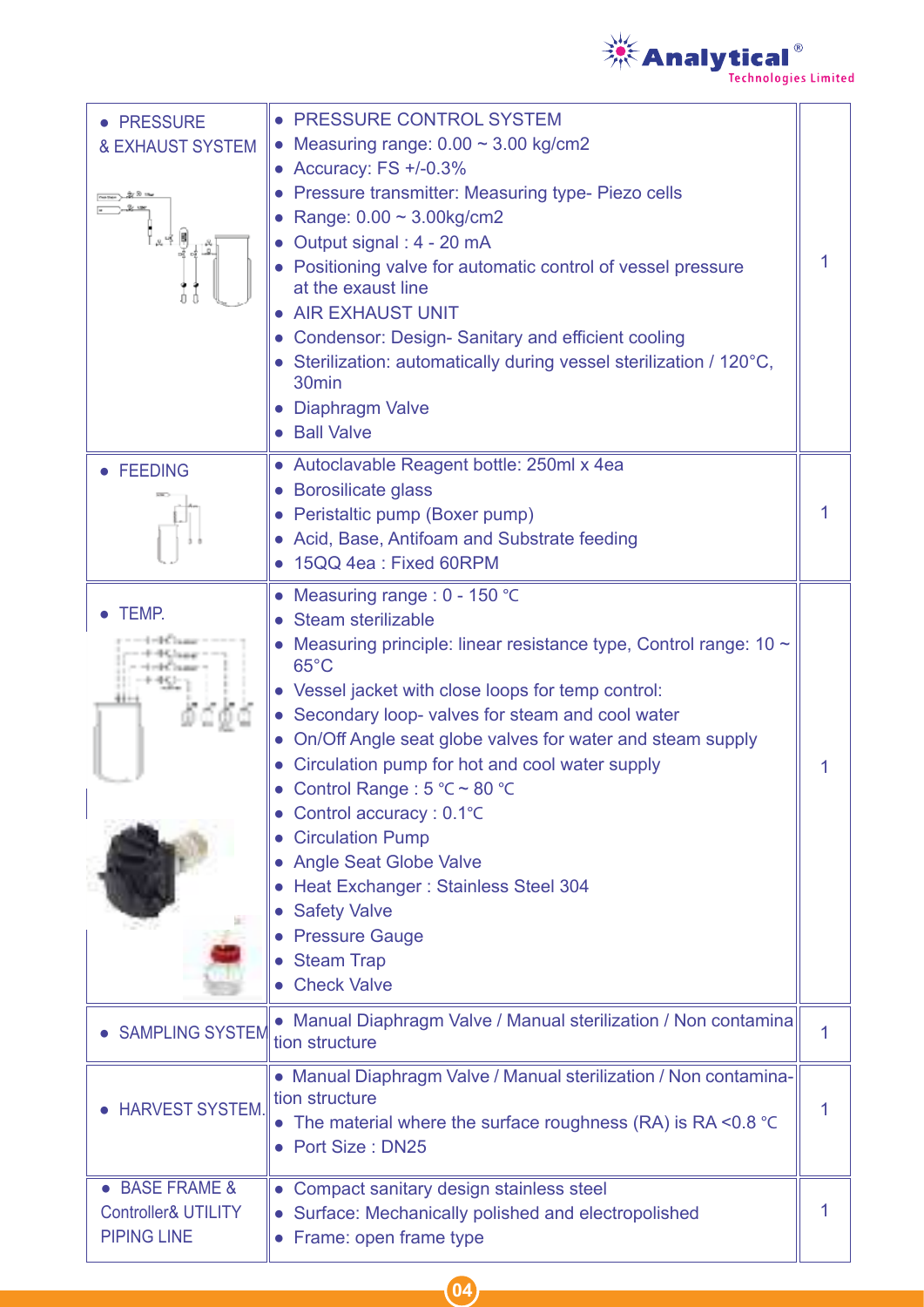| | | |
|---|---|---|
| • PRESSURE & EXHAUST SYSTEM | • PRESSURE CONTROL SYSTEM<br>• Measuring range: 0.00 ~ 3.00 kg/cm2<br>• Accuracy: FS +/-0.3%<br>• Pressure transmitter: Measuring type- Piezo cells<br>• Range: 0.00 ~ 3.00kg/cm2<br>• Output signal : 4 - 20 mA<br>• Positioning valve for automatic control of vessel pressure at the exaust line<br>• AIR EXHAUST UNIT<br>• Condensor: Design- Sanitary and efficient cooling<br>• Sterilization: automatically during vessel sterilization / 120°C, 30min<br>• Diaphragm Valve<br>• Ball Valve | 1 |
| • FEEDING | • Autoclavable Reagent bottle: 250ml x 4ea<br>• Borosilicate glass<br>• Peristaltic pump (Boxer pump)<br>• Acid, Base, Antifoam and Substrate feeding<br>• 15QQ 4ea : Fixed 60RPM | 1 |
| • TEMP. | • Measuring range : 0 - 150 ℃<br>• Steam sterilizable<br>• Measuring principle: linear resistance type, Control range: 10 ~ 65°C<br>• Vessel jacket with close loops for temp control:<br>• Secondary loop- valves for steam and cool water<br>• On/Off Angle seat globe valves for water and steam supply<br>• Circulation pump for hot and cool water supply<br>• Control Range : 5 ℃ ~ 80 ℃<br>• Control accuracy : 0.1℃<br>• Circulation Pump<br>• Angle Seat Globe Valve<br>• Heat Exchanger : Stainless Steel 304<br>• Safety Valve<br>• Pressure Gauge<br>• Steam Trap<br>• Check Valve | 1 |
| • SAMPLING SYSTEM | • Manual Diaphragm Valve / Manual sterilization / Non contamination structure | 1 |
| • HARVEST SYSTEM. | • Manual Diaphragm Valve / Manual sterilization / Non contamination structure<br>• The material where the surface roughness (RA) is RA <0.8 ℃<br>• Port Size : DN25 | 1 |
| • BASE FRAME & Controller& UTILITY PIPING LINE | • Compact sanitary design stainless steel<br>• Surface: Mechanically polished and electropolished<br>• Frame: open frame type | 1 |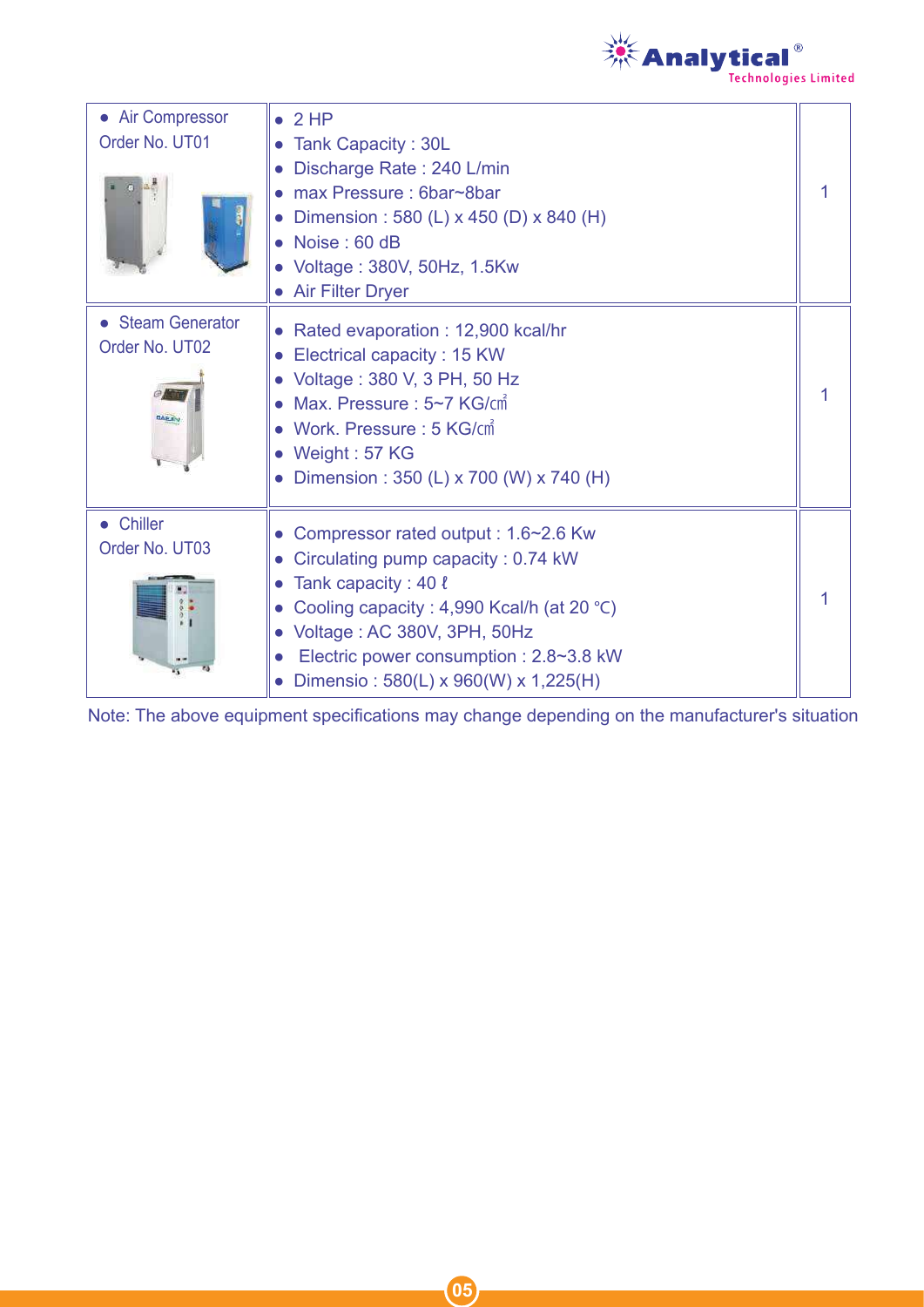| Item | Specifications | Qty |
|---|---|---|
| • Air Compressor<br>Order No. UT01 | • 2 HP<br>• Tank Capacity : 30L<br>• Discharge Rate : 240 L/min<br>• max Pressure : 6bar~8bar<br>• Dimension : 580 (L) x 450 (D) x 840 (H)<br>• Noise : 60 dB<br>• Voltage : 380V, 50Hz, 1.5Kw<br>• Air Filter Dryer | 1 |
| • Steam Generator<br>Order No. UT02 | • Rated evaporation : 12,900 kcal/hr<br>• Electrical capacity : 15 KW<br>• Voltage : 380 V, 3 PH, 50 Hz<br>• Max. Pressure : 5~7 KG/㎠<br>• Work. Pressure : 5 KG/㎠<br>• Weight : 57 KG<br>• Dimension : 350 (L) x 700 (W) x 740 (H) | 1 |
| • Chiller<br>Order No. UT03 | • Compressor rated output : 1.6~2.6 Kw<br>• Circulating pump capacity : 0.74 kW<br>• Tank capacity : 40 ℓ<br>• Cooling capacity : 4,990 Kcal/h (at 20 ℃)<br>• Voltage : AC 380V, 3PH, 50Hz<br>• Electric power consumption : 2.8~3.8 kW<br>• Dimensio : 580(L) x 960(W) x 1,225(H) | 1 |

Note: The above equipment specifications may change depending on the manufacturer's situation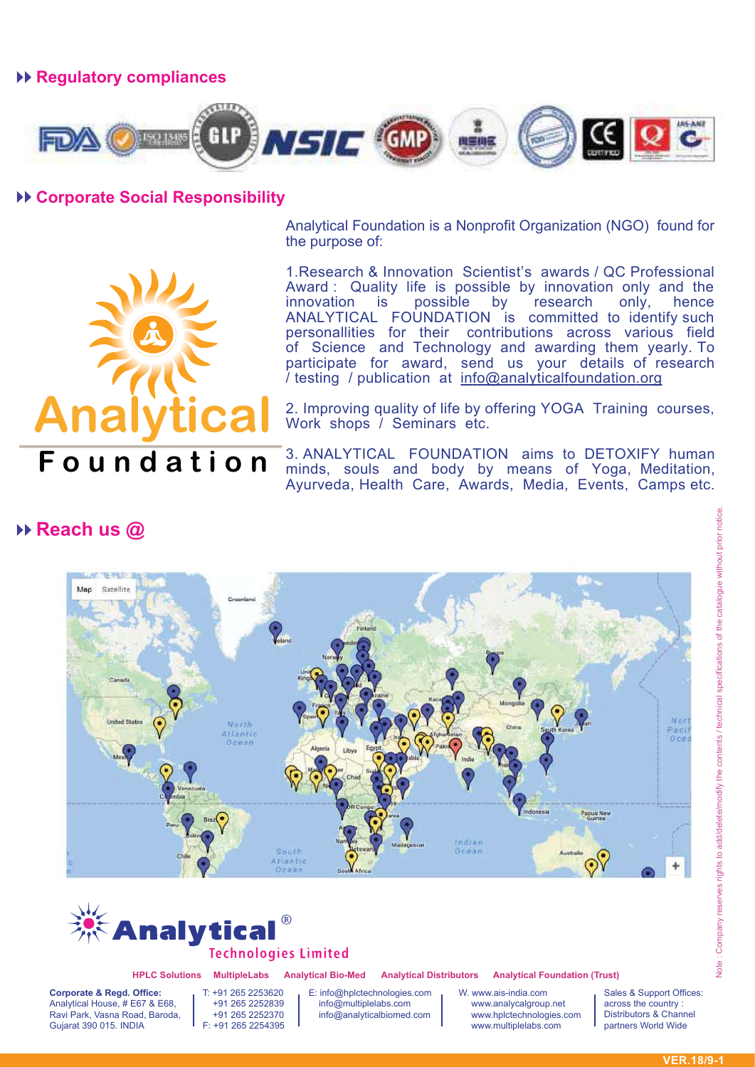## Regulatory compliances

## Corporate Social Responsibility

Analytical Foundation

Analytical Foundation is a Nonprofit Organization (NGO) found for the purpose of:

1.Research & Innovation Scientist's awards / QC Professional Award : Quality life is possible by innovation only and the innovation is possible by research only, hence ANALYTICAL FOUNDATION is committed to identify such personallities for their contributions across various field of Science and Technology and awarding them yearly. To participate for award, send us your details of research / testing / publication at info@analyticalfoundation.org

2. Improving quality of life by offering YOGA Training courses, Work shops / Seminars etc.

3. ANALYTICAL FOUNDATION aims to DETOXIFY human minds, souls and body by means of Yoga, Meditation, Ayurveda, Health Care, Awards, Media, Events, Camps etc.

## Reach us @

Analytical® Technologies Limited

**HPLC Solutions** **MultipleLabs** **Analytical Bio-Med** **Analytical Distributors** **Analytical Foundation (Trust)**

**Corporate & Regd. Office:**
Analytical House, # E67 & E68,
Ravi Park, Vasna Road, Baroda,
Gujarat 390 015. INDIA

T: +91 265 2253620
+91 265 2252839
+91 265 2252370
F: +91 265 2254395

E: info@hplctechnologies.com
info@multiplelabs.com
info@analyticalbiomed.com

W. www.ais-india.com
www.analycalgroup.net
www.hplctechnologies.com
www.multiplelabs.com

Sales & Support Offices:
across the country :
Distributors & Channel
partners World Wide

Note : Company reserves rights to add/delete/modify the contents / technical specifications of the catalogue without prior notice.

VER.18/9-1